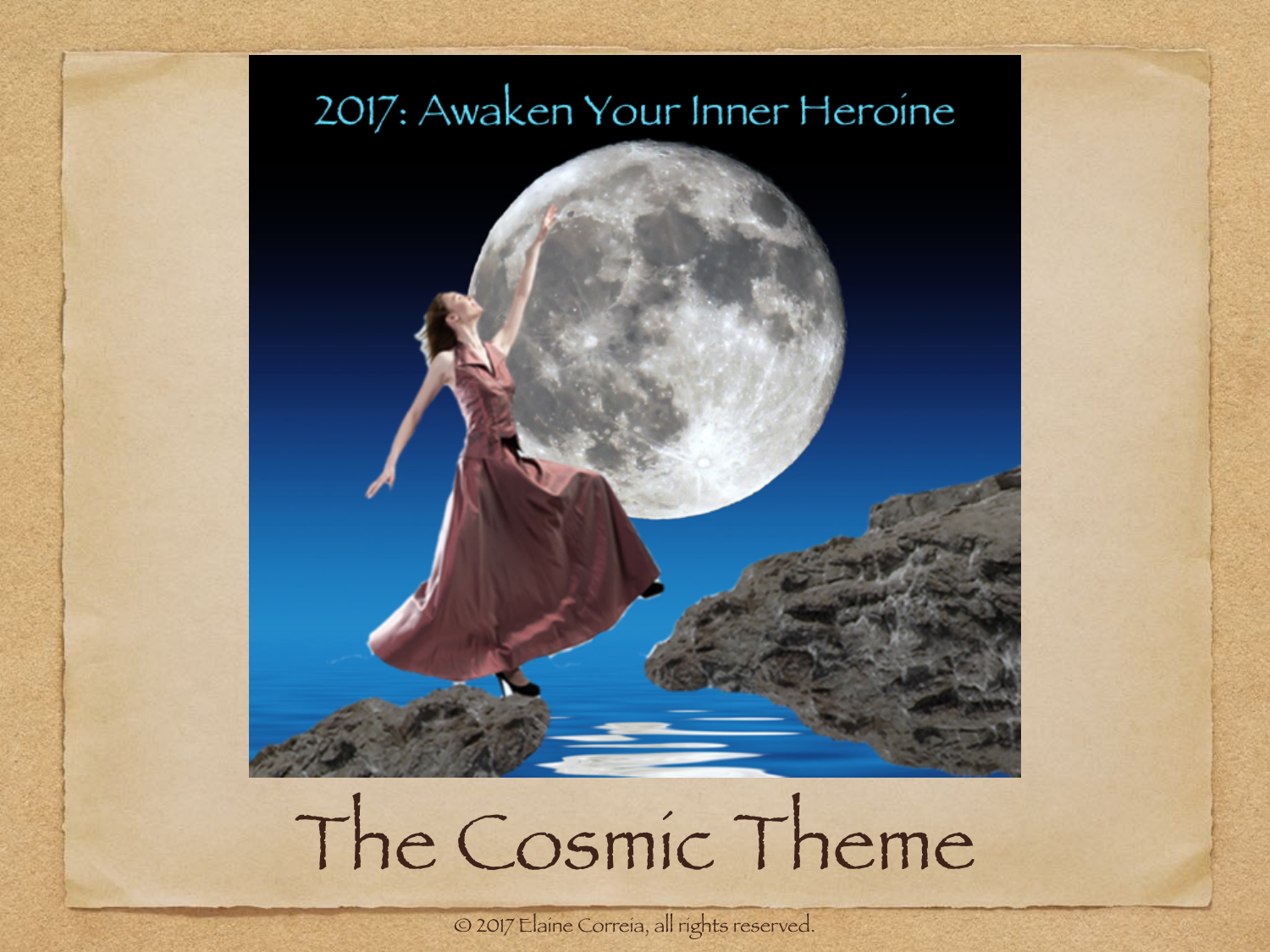2017: Awaken Your Inner Heroine

# The Cosmic Theme

© 2017 Elaine Correia, all rights reserved.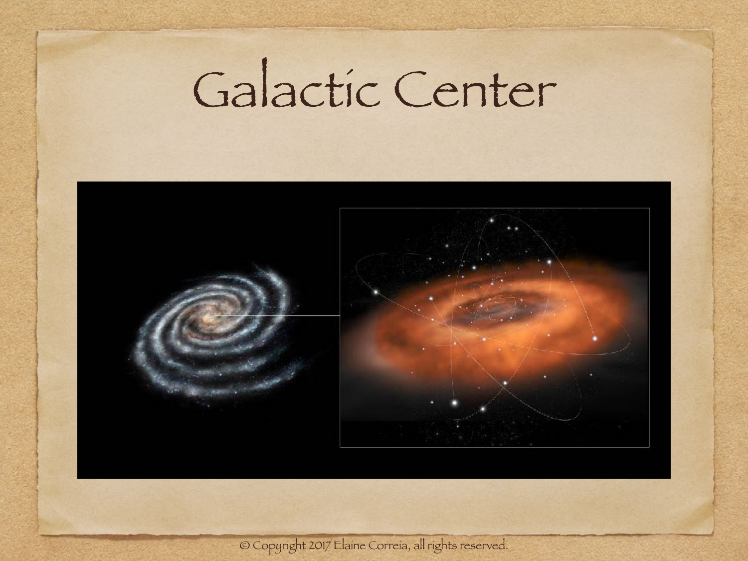# Galactic Center

© Copyright 2017 Elaine Correia, all rights reserved.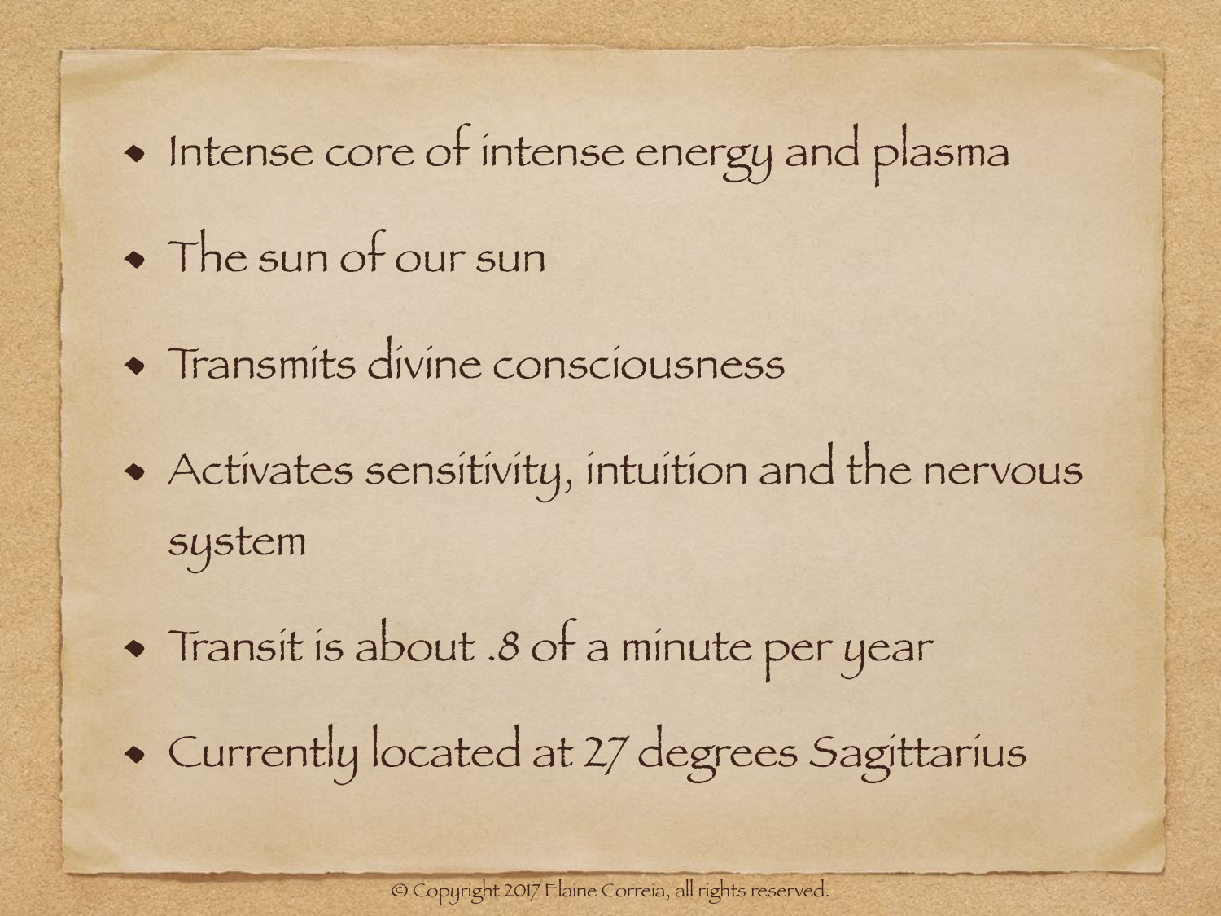- Intense core of intense energy and plasma
- The sun of our sun
- Transmits divine consciousness
- Activates sensitivity, intuition and the nervous system
- Transit is about .8 of a minute per year
- Currently located at 27 degrees Sagittarius

© Copyright 2017 Elaine Correia, all rights reserved.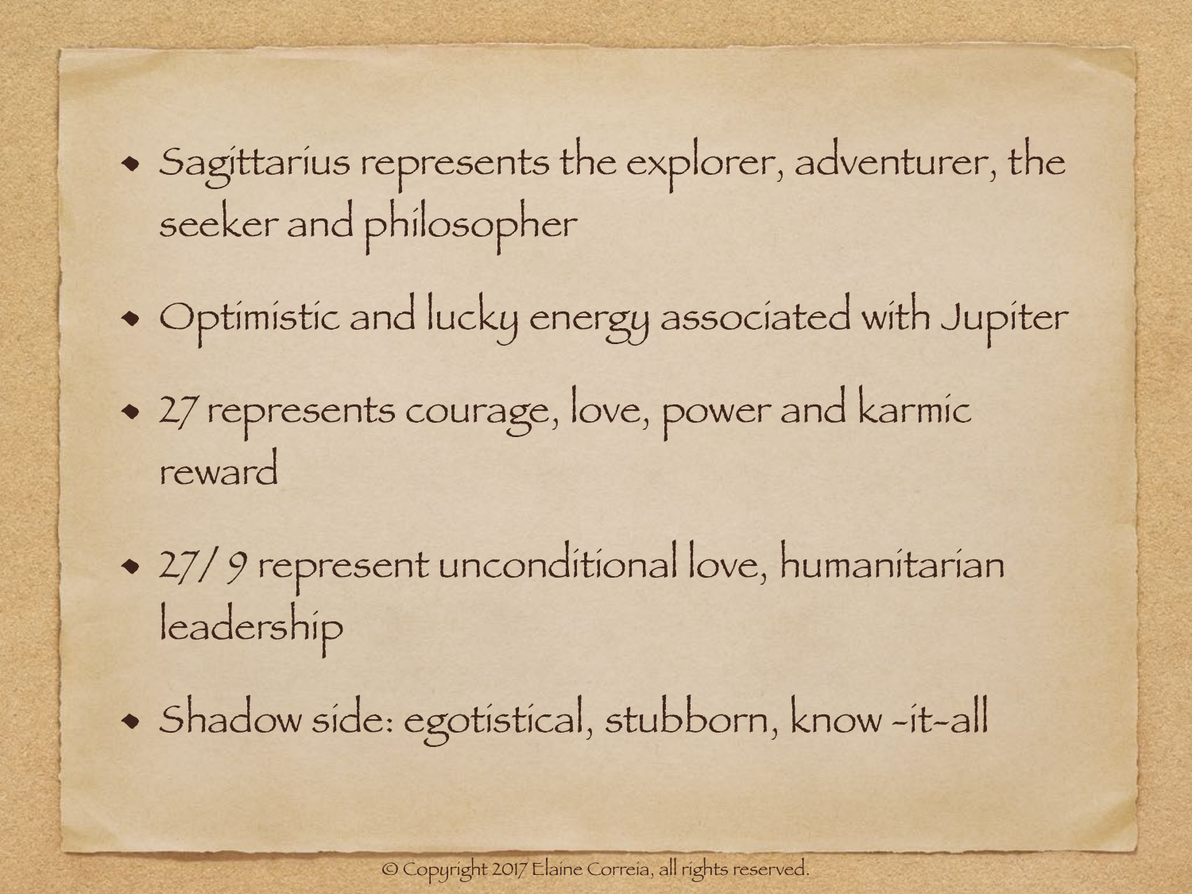- Sagittarius represents the explorer, adventurer, the seeker and philosopher
- Optimistic and lucky energy associated with Jupiter
- 27 represents courage, love, power and karmic reward
- 27/ 9 represent unconditional love, humanitarian leadership
- Shadow side: egotistical, stubborn, know -it-all

© Copyright 2017 Elaine Correia, all rights reserved.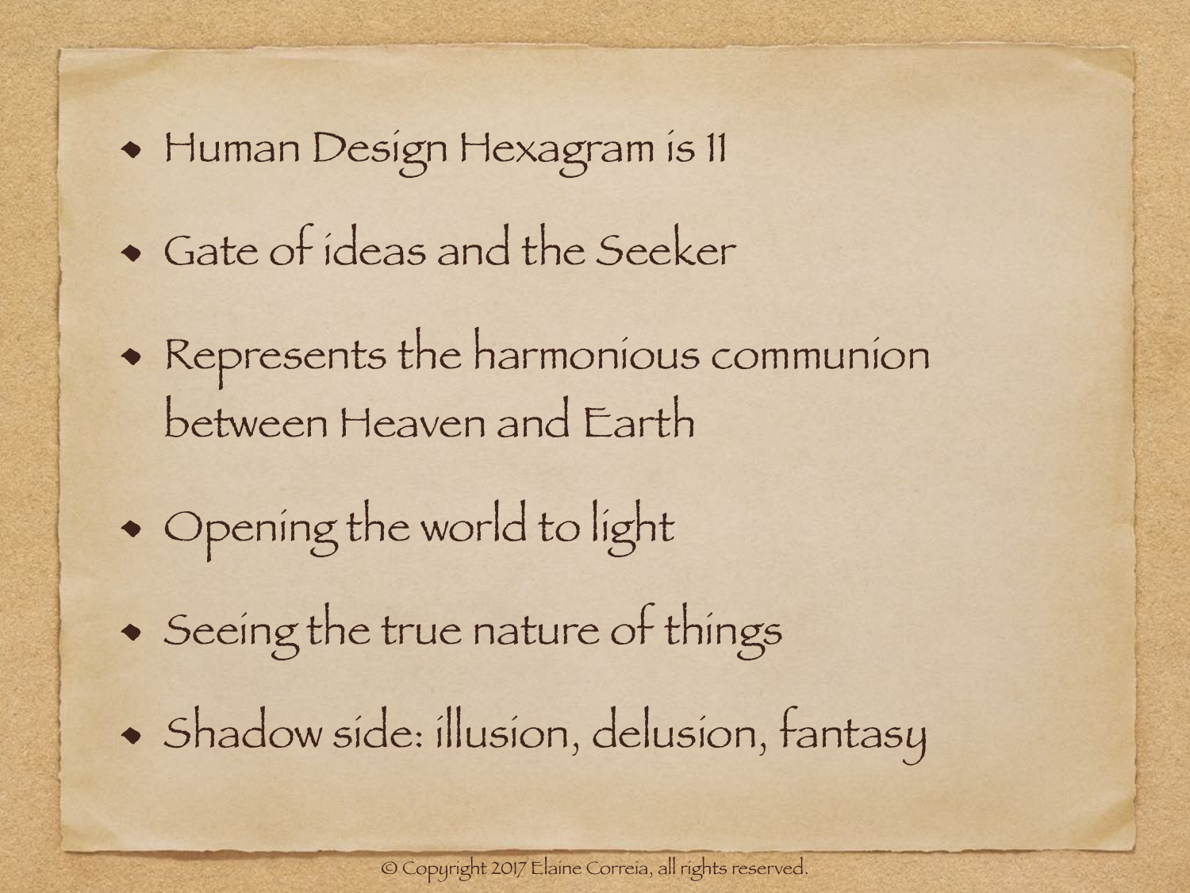- Human Design Hexagram is 11
- Gate of ideas and the Seeker
- Represents the harmonious communion between Heaven and Earth
- Opening the world to light
- Seeing the true nature of things
- Shadow side: illusion, delusion, fantasy

© Copyright 2017 Elaine Correia, all rights reserved.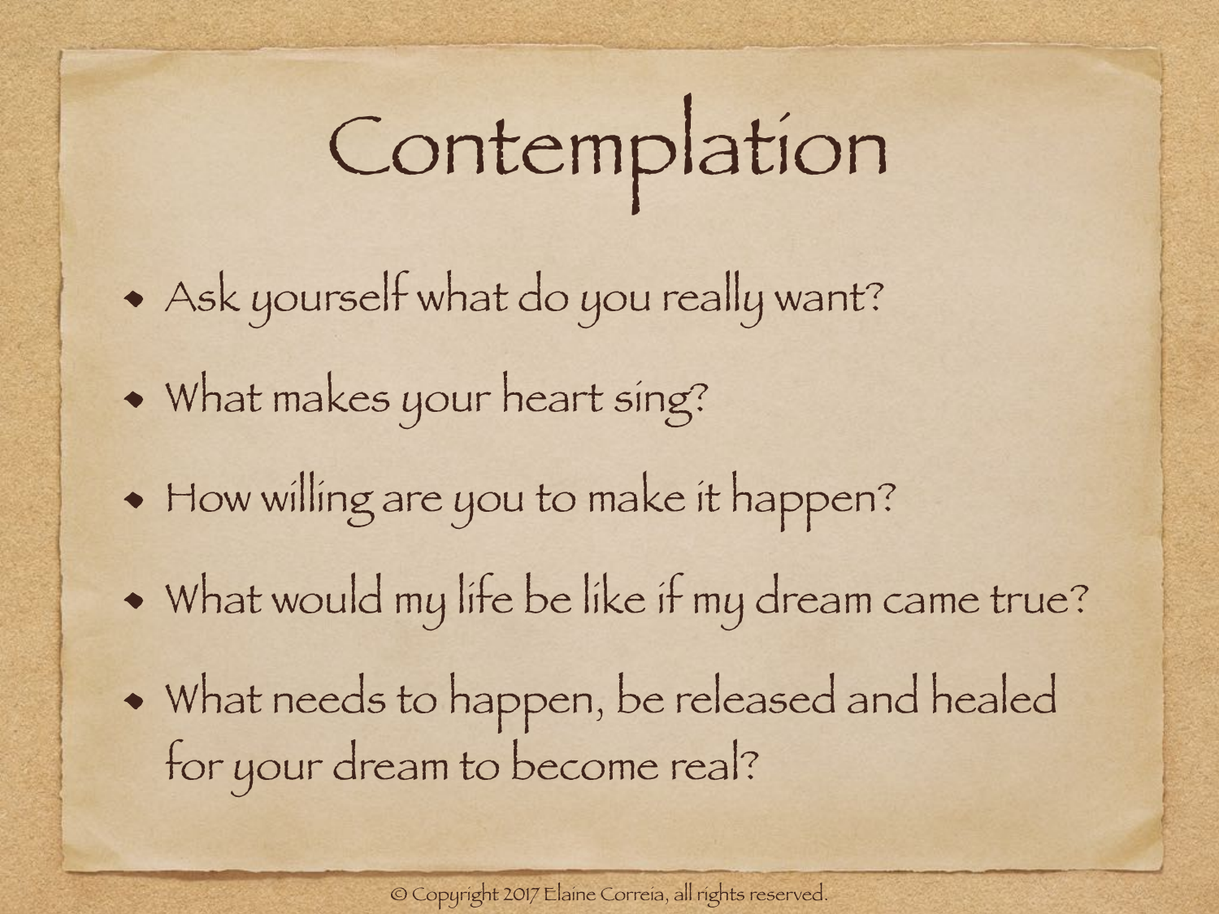# Contemplation

- Ask yourself what do you really want?
- What makes your heart sing?
- How willing are you to make it happen?
- What would my life be like if my dream came true?
- What needs to happen, be released and healed for your dream to become real?

© Copyright 2017 Elaine Correia, all rights reserved.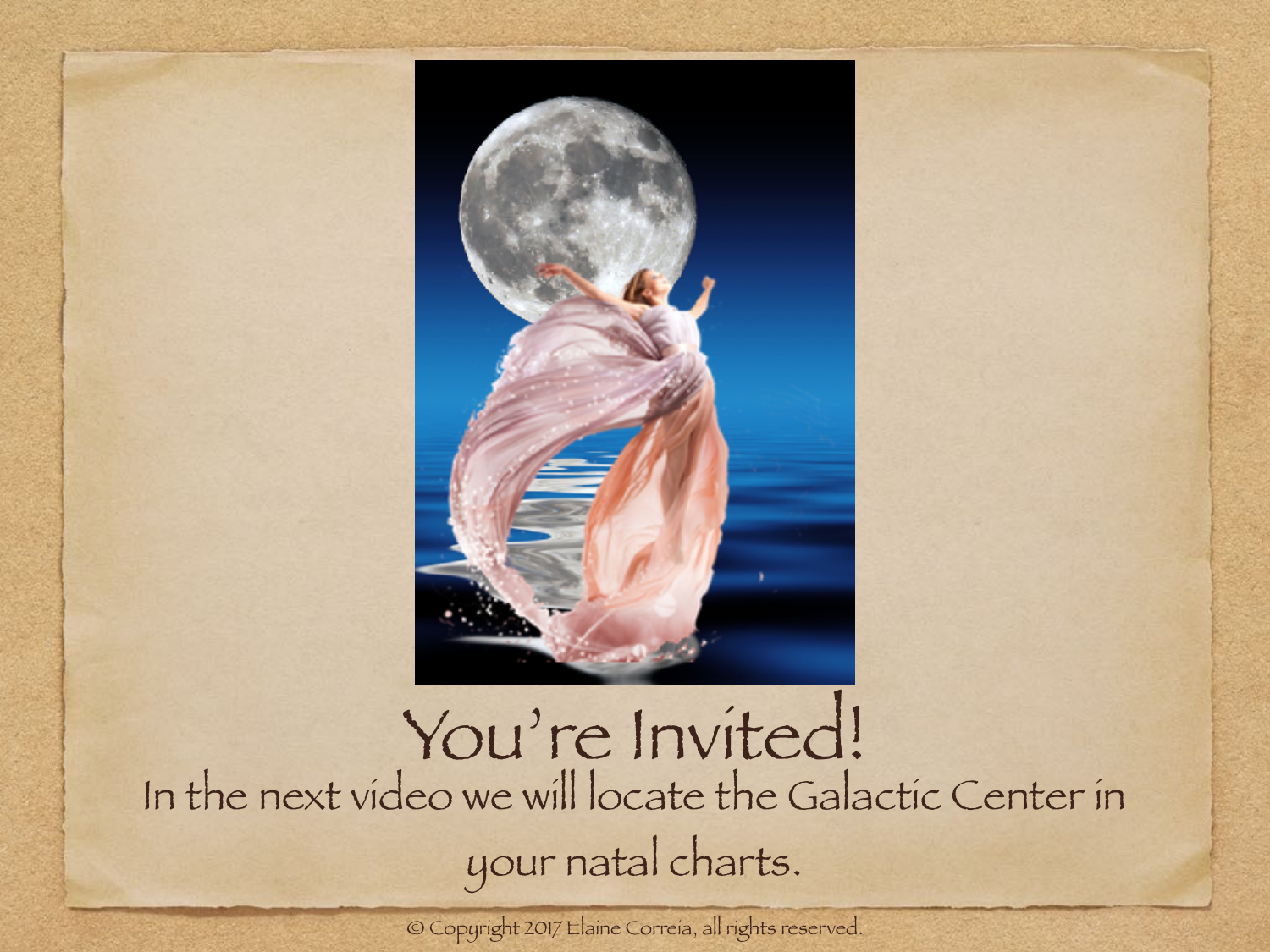# You're Invited!

In the next video we will locate the Galactic Center in your natal charts.

© Copyright 2017 Elaine Correia, all rights reserved.